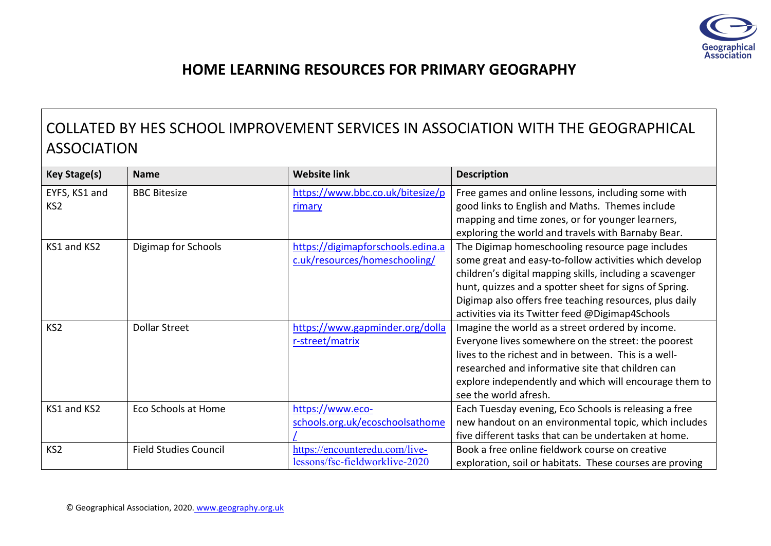# HOME LEARNING RESOURCES FOR PRIMARY GEOGRAPHY

## COLLATED BY HES SCHOOL IMPROVEMENT SERVICES IN ASSOCIATION WITH THE GEOGRAPHICAL ASSOCIATION

| Key Stage(s) | Name | Website link | Description |
|---|---|---|---|
| EYFS, KS1 and KS2 | BBC Bitesize | https://www.bbc.co.uk/bitesize/primary | Free games and online lessons, including some with good links to English and Maths. Themes include mapping and time zones, or for younger learners, exploring the world and travels with Barnaby Bear. |
| KS1 and KS2 | Digimap for Schools | https://digimapforschools.edina.ac.uk/resources/homeschooling/ | The Digimap homeschooling resource page includes some great and easy-to-follow activities which develop children's digital mapping skills, including a scavenger hunt, quizzes and a spotter sheet for signs of Spring. Digimap also offers free teaching resources, plus daily activities via its Twitter feed @Digimap4Schools |
| KS2 | Dollar Street | https://www.gapminder.org/dollar-street/matrix | Imagine the world as a street ordered by income. Everyone lives somewhere on the street: the poorest lives to the richest and in between. This is a well-researched and informative site that children can explore independently and which will encourage them to see the world afresh. |
| KS1 and KS2 | Eco Schools at Home | https://www.eco-schools.org.uk/ecoschoolsathome/ | Each Tuesday evening, Eco Schools is releasing a free new handout on an environmental topic, which includes five different tasks that can be undertaken at home. |
| KS2 | Field Studies Council | https://encounteredu.com/live-lessons/fsc-fieldworklive-2020 | Book a free online fieldwork course on creative exploration, soil or habitats. These courses are proving |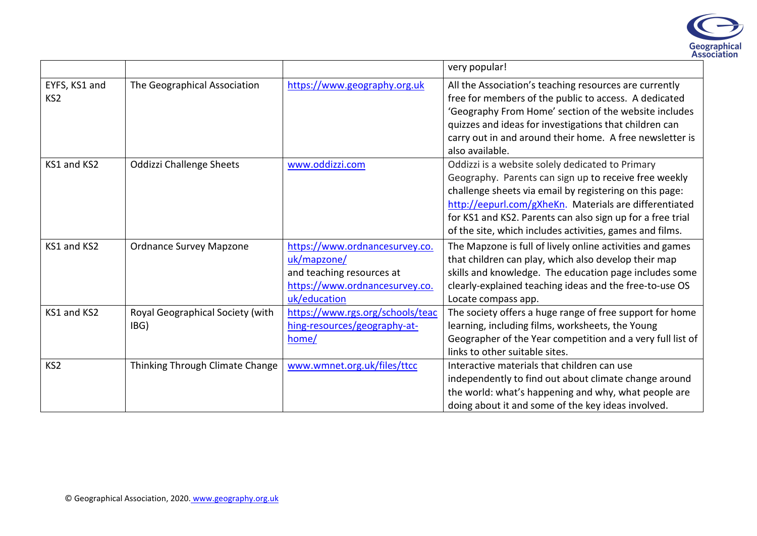| | | | |
|---|---|---|---|
| | | | very popular! |
| EYFS, KS1 and KS2 | The Geographical Association | https://www.geography.org.uk | All the Association's teaching resources are currently free for members of the public to access. A dedicated 'Geography From Home' section of the website includes quizzes and ideas for investigations that children can carry out in and around their home. A free newsletter is also available. |
| KS1 and KS2 | Oddizzi Challenge Sheets | www.oddizzi.com | Oddizzi is a website solely dedicated to Primary Geography. Parents can sign up to receive free weekly challenge sheets via email by registering on this page: http://eepurl.com/gXheKn. Materials are differentiated for KS1 and KS2. Parents can also sign up for a free trial of the site, which includes activities, games and films. |
| KS1 and KS2 | Ordnance Survey Mapzone | https://www.ordnancesurvey.co.uk/mapzone/ and teaching resources at https://www.ordnancesurvey.co.uk/education | The Mapzone is full of lively online activities and games that children can play, which also develop their map skills and knowledge. The education page includes some clearly-explained teaching ideas and the free-to-use OS Locate compass app. |
| KS1 and KS2 | Royal Geographical Society (with IBG) | https://www.rgs.org/schools/teaching-resources/geography-at-home/ | The society offers a huge range of free support for home learning, including films, worksheets, the Young Geographer of the Year competition and a very full list of links to other suitable sites. |
| KS2 | Thinking Through Climate Change | www.wmnet.org.uk/files/ttcc | Interactive materials that children can use independently to find out about climate change around the world: what's happening and why, what people are doing about it and some of the key ideas involved. |

© Geographical Association, 2020. www.geography.org.uk